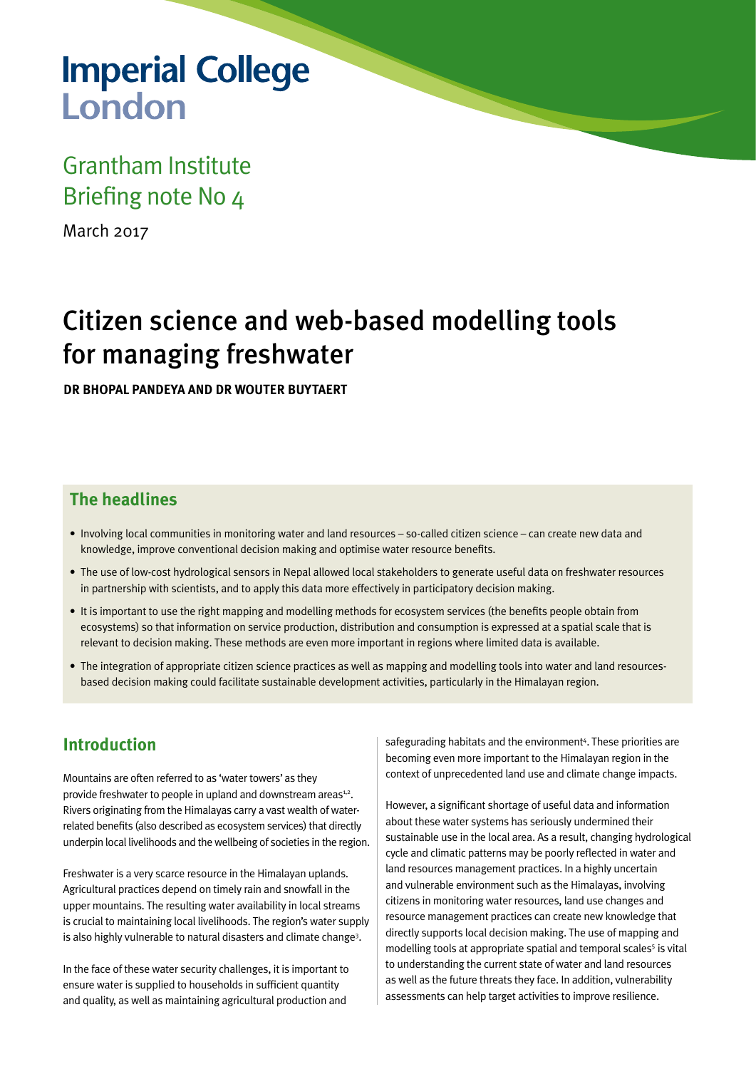Imperial College London

Grantham Institute
Briefing note No 4

March 2017

# Citizen science and web-based modelling tools for managing freshwater

**DR BHOPAL PANDEYA AND DR WOUTER BUYTAERT**

## The headlines

- Involving local communities in monitoring water and land resources – so-called citizen science – can create new data and knowledge, improve conventional decision making and optimise water resource benefits.
- The use of low-cost hydrological sensors in Nepal allowed local stakeholders to generate useful data on freshwater resources in partnership with scientists, and to apply this data more effectively in participatory decision making.
- It is important to use the right mapping and modelling methods for ecosystem services (the benefits people obtain from ecosystems) so that information on service production, distribution and consumption is expressed at a spatial scale that is relevant to decision making. These methods are even more important in regions where limited data is available.
- The integration of appropriate citizen science practices as well as mapping and modelling tools into water and land resources-based decision making could facilitate sustainable development activities, particularly in the Himalayan region.

## Introduction

Mountains are often referred to as 'water towers' as they provide freshwater to people in upland and downstream areas[1,2]. Rivers originating from the Himalayas carry a vast wealth of water-related benefits (also described as ecosystem services) that directly underpin local livelihoods and the wellbeing of societies in the region.

Freshwater is a very scarce resource in the Himalayan uplands. Agricultural practices depend on timely rain and snowfall in the upper mountains. The resulting water availability in local streams is crucial to maintaining local livelihoods. The region's water supply is also highly vulnerable to natural disasters and climate change[3].

In the face of these water security challenges, it is important to ensure water is supplied to households in sufficient quantity and quality, as well as maintaining agricultural production and safeguarding habitats and the environment[4]. These priorities are becoming even more important to the Himalayan region in the context of unprecedented land use and climate change impacts.

However, a significant shortage of useful data and information about these water systems has seriously undermined their sustainable use in the local area. As a result, changing hydrological cycle and climatic patterns may be poorly reflected in water and land resources management practices. In a highly uncertain and vulnerable environment such as the Himalayas, involving citizens in monitoring water resources, land use changes and resource management practices can create new knowledge that directly supports local decision making. The use of mapping and modelling tools at appropriate spatial and temporal scales[5] is vital to understanding the current state of water and land resources as well as the future threats they face. In addition, vulnerability assessments can help target activities to improve resilience.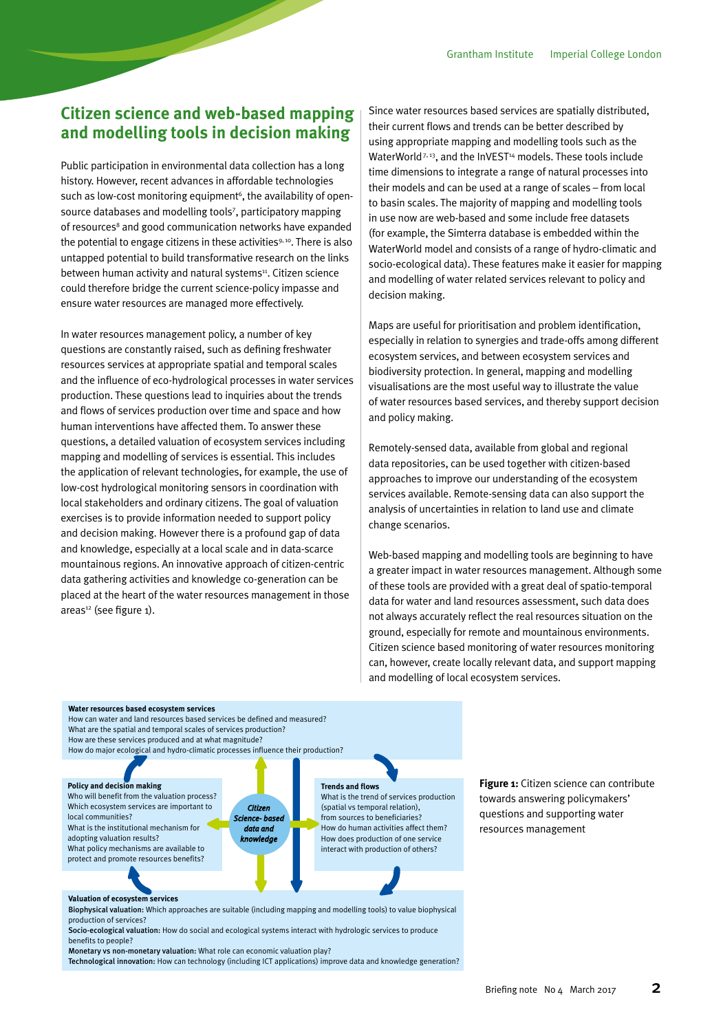## Citizen science and web-based mapping and modelling tools in decision making

Public participation in environmental data collection has a long history. However, recent advances in affordable technologies such as low-cost monitoring equipment[6], the availability of open-source databases and modelling tools[7], participatory mapping of resources[8] and good communication networks have expanded the potential to engage citizens in these activities[9, 10]. There is also untapped potential to build transformative research on the links between human activity and natural systems[11]. Citizen science could therefore bridge the current science-policy impasse and ensure water resources are managed more effectively.

In water resources management policy, a number of key questions are constantly raised, such as defining freshwater resources services at appropriate spatial and temporal scales and the influence of eco-hydrological processes in water services production. These questions lead to inquiries about the trends and flows of services production over time and space and how human interventions have affected them. To answer these questions, a detailed valuation of ecosystem services including mapping and modelling of services is essential. This includes the application of relevant technologies, for example, the use of low-cost hydrological monitoring sensors in coordination with local stakeholders and ordinary citizens. The goal of valuation exercises is to provide information needed to support policy and decision making. However there is a profound gap of data and knowledge, especially at a local scale and in data-scarce mountainous regions. An innovative approach of citizen-centric data gathering activities and knowledge co-generation can be placed at the heart of the water resources management in those areas[12] (see figure 1).

Since water resources based services are spatially distributed, their current flows and trends can be better described by using appropriate mapping and modelling tools such as the WaterWorld[7, 13], and the InVEST[14] models. These tools include time dimensions to integrate a range of natural processes into their models and can be used at a range of scales – from local to basin scales. The majority of mapping and modelling tools in use now are web-based and some include free datasets (for example, the Simterra database is embedded within the WaterWorld model and consists of a range of hydro-climatic and socio-ecological data). These features make it easier for mapping and modelling of water related services relevant to policy and decision making.

Maps are useful for prioritisation and problem identification, especially in relation to synergies and trade-offs among different ecosystem services, and between ecosystem services and biodiversity protection. In general, mapping and modelling visualisations are the most useful way to illustrate the value of water resources based services, and thereby support decision and policy making.

Remotely-sensed data, available from global and regional data repositories, can be used together with citizen-based approaches to improve our understanding of the ecosystem services available. Remote-sensing data can also support the analysis of uncertainties in relation to land use and climate change scenarios.

Web-based mapping and modelling tools are beginning to have a greater impact in water resources management. Although some of these tools are provided with a great deal of spatio-temporal data for water and land resources assessment, such data does not always accurately reflect the real resources situation on the ground, especially for remote and mountainous environments. Citizen science based monitoring of water resources monitoring can, however, create locally relevant data, and support mapping and modelling of local ecosystem services.

**Water resources based ecosystem services**
How can water and land resources based services be defined and measured?
What are the spatial and temporal scales of services production?
How are these services produced and at what magnitude?
How do major ecological and hydro-climatic processes influence their production?

**Policy and decision making**
Who will benefit from the valuation process?
Which ecosystem services are important to local communities?
What is the institutional mechanism for adopting valuation results?
What policy mechanisms are available to protect and promote resources benefits?

***Citizen Science- based data and knowledge***

**Trends and flows**
What is the trend of services production (spatial vs temporal relation), from sources to beneficiaries?
How do human activities affect them?
How does production of one service interact with production of others?

**Valuation of ecosystem services**
**Biophysical valuation:** Which approaches are suitable (including mapping and modelling tools) to value biophysical production of services?
**Socio-ecological valuation:** How do social and ecological systems interact with hydrologic services to produce benefits to people?
**Monetary vs non-monetary valuation:** What role can economic valuation play?
**Technological innovation:** How can technology (including ICT applications) improve data and knowledge generation?

**Figure 1:** Citizen science can contribute towards answering policymakers' questions and supporting water resources management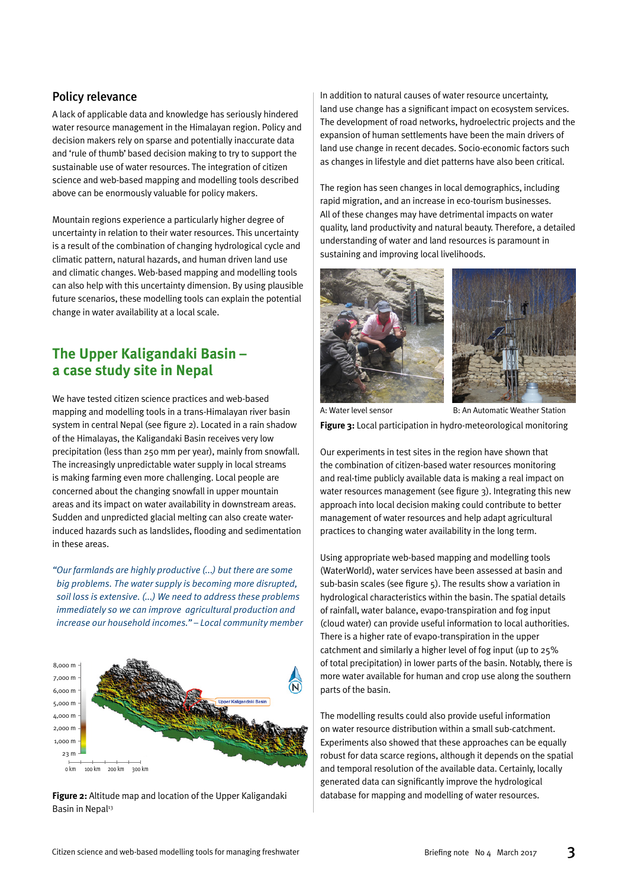## Policy relevance

A lack of applicable data and knowledge has seriously hindered water resource management in the Himalayan region. Policy and decision makers rely on sparse and potentially inaccurate data and 'rule of thumb' based decision making to try to support the sustainable use of water resources. The integration of citizen science and web-based mapping and modelling tools described above can be enormously valuable for policy makers.

Mountain regions experience a particularly higher degree of uncertainty in relation to their water resources. This uncertainty is a result of the combination of changing hydrological cycle and climatic pattern, natural hazards, and human driven land use and climatic changes. Web-based mapping and modelling tools can also help with this uncertainty dimension. By using plausible future scenarios, these modelling tools can explain the potential change in water availability at a local scale.

## The Upper Kaligandaki Basin – a case study site in Nepal

We have tested citizen science practices and web-based mapping and modelling tools in a trans-Himalayan river basin system in central Nepal (see figure 2). Located in a rain shadow of the Himalayas, the Kaligandaki Basin receives very low precipitation (less than 250 mm per year), mainly from snowfall. The increasingly unpredictable water supply in local streams is making farming even more challenging. Local people are concerned about the changing snowfall in upper mountain areas and its impact on water availability in downstream areas. Sudden and unpredicted glacial melting can also create water-induced hazards such as landslides, flooding and sedimentation in these areas.

*"Our farmlands are highly productive (...) but there are some big problems. The water supply is becoming more disrupted, soil loss is extensive. (...) We need to address these problems immediately so we can improve agricultural production and increase our household incomes." – Local community member*

**Figure 2:** Altitude map and location of the Upper Kaligandaki Basin in Nepal[13]

In addition to natural causes of water resource uncertainty, land use change has a significant impact on ecosystem services. The development of road networks, hydroelectric projects and the expansion of human settlements have been the main drivers of land use change in recent decades. Socio-economic factors such as changes in lifestyle and diet patterns have also been critical.

The region has seen changes in local demographics, including rapid migration, and an increase in eco-tourism businesses. All of these changes may have detrimental impacts on water quality, land productivity and natural beauty. Therefore, a detailed understanding of water and land resources is paramount in sustaining and improving local livelihoods.

A: Water level sensor B: An Automatic Weather Station

**Figure 3:** Local participation in hydro-meteorological monitoring

Our experiments in test sites in the region have shown that the combination of citizen-based water resources monitoring and real-time publicly available data is making a real impact on water resources management (see figure 3). Integrating this new approach into local decision making could contribute to better management of water resources and help adapt agricultural practices to changing water availability in the long term.

Using appropriate web-based mapping and modelling tools (WaterWorld), water services have been assessed at basin and sub-basin scales (see figure 5). The results show a variation in hydrological characteristics within the basin. The spatial details of rainfall, water balance, evapo-transpiration and fog input (cloud water) can provide useful information to local authorities. There is a higher rate of evapo-transpiration in the upper catchment and similarly a higher level of fog input (up to 25% of total precipitation) in lower parts of the basin. Notably, there is more water available for human and crop use along the southern parts of the basin.

The modelling results could also provide useful information on water resource distribution within a small sub-catchment. Experiments also showed that these approaches can be equally robust for data scarce regions, although it depends on the spatial and temporal resolution of the available data. Certainly, locally generated data can significantly improve the hydrological database for mapping and modelling of water resources.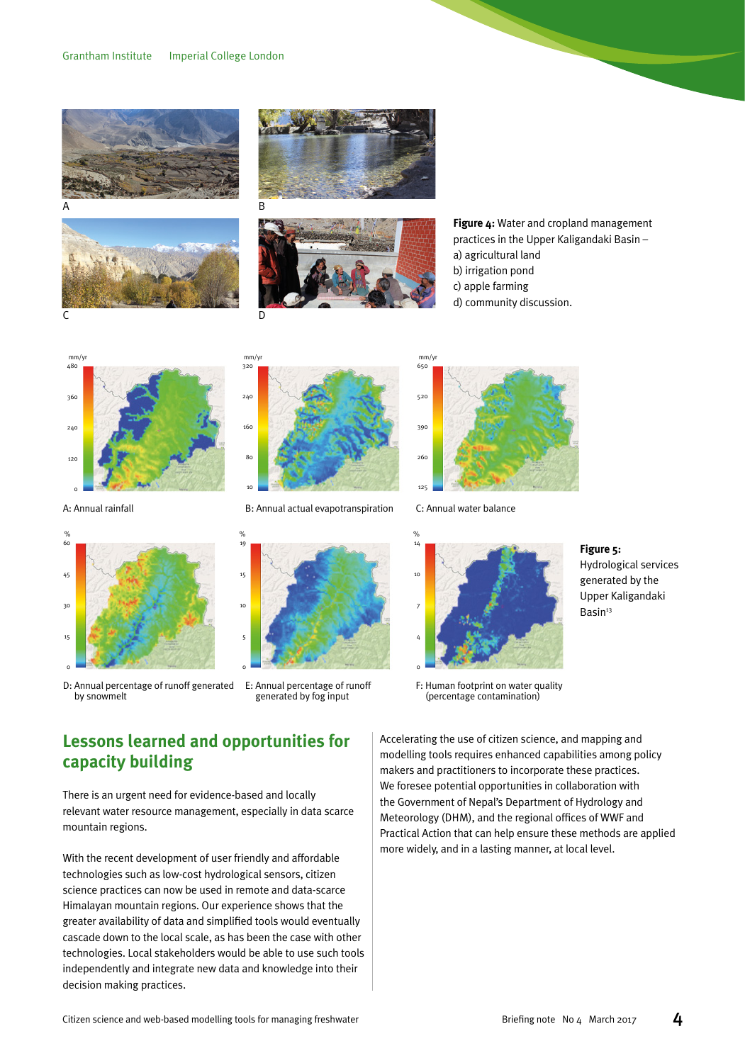**Figure 4:** Water and cropland management practices in the Upper Kaligandaki Basin –
a) agricultural land
b) irrigation pond
c) apple farming
d) community discussion.

A: Annual rainfall

B: Annual actual evapotranspiration

C: Annual water balance

D: Annual percentage of runoff generated by snowmelt

E: Annual percentage of runoff generated by fog input

F: Human footprint on water quality (percentage contamination)

**Figure 5:** Hydrological services generated by the Upper Kaligandaki Basin[13]

## Lessons learned and opportunities for capacity building

There is an urgent need for evidence-based and locally relevant water resource management, especially in data scarce mountain regions.

With the recent development of user friendly and affordable technologies such as low-cost hydrological sensors, citizen science practices can now be used in remote and data-scarce Himalayan mountain regions. Our experience shows that the greater availability of data and simplified tools would eventually cascade down to the local scale, as has been the case with other technologies. Local stakeholders would be able to use such tools independently and integrate new data and knowledge into their decision making practices.

Accelerating the use of citizen science, and mapping and modelling tools requires enhanced capabilities among policy makers and practitioners to incorporate these practices. We foresee potential opportunities in collaboration with the Government of Nepal's Department of Hydrology and Meteorology (DHM), and the regional offices of WWF and Practical Action that can help ensure these methods are applied more widely, and in a lasting manner, at local level.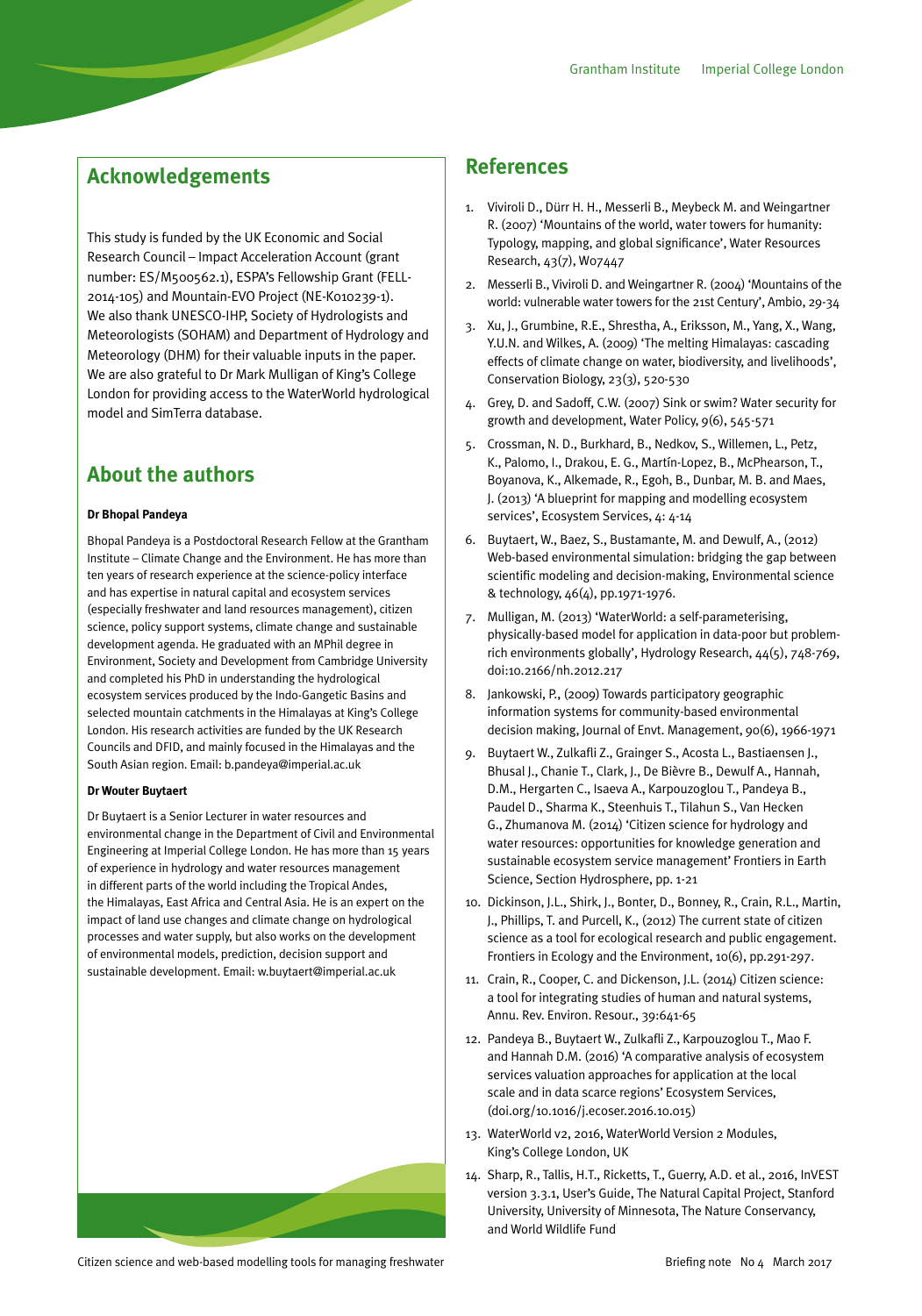## Acknowledgements

This study is funded by the UK Economic and Social Research Council – Impact Acceleration Account (grant number: ES/M500562.1), ESPA's Fellowship Grant (FELL-2014-105) and Mountain-EVO Project (NE-K010239-1). We also thank UNESCO-IHP, Society of Hydrologists and Meteorologists (SOHAM) and Department of Hydrology and Meteorology (DHM) for their valuable inputs in the paper. We are also grateful to Dr Mark Mulligan of King's College London for providing access to the WaterWorld hydrological model and SimTerra database.

## About the authors

**Dr Bhopal Pandeya**

Bhopal Pandeya is a Postdoctoral Research Fellow at the Grantham Institute – Climate Change and the Environment. He has more than ten years of research experience at the science-policy interface and has expertise in natural capital and ecosystem services (especially freshwater and land resources management), citizen science, policy support systems, climate change and sustainable development agenda. He graduated with an MPhil degree in Environment, Society and Development from Cambridge University and completed his PhD in understanding the hydrological ecosystem services produced by the Indo-Gangetic Basins and selected mountain catchments in the Himalayas at King's College London. His research activities are funded by the UK Research Councils and DFID, and mainly focused in the Himalayas and the South Asian region. Email: b.pandeya@imperial.ac.uk

**Dr Wouter Buytaert**

Dr Buytaert is a Senior Lecturer in water resources and environmental change in the Department of Civil and Environmental Engineering at Imperial College London. He has more than 15 years of experience in hydrology and water resources management in different parts of the world including the Tropical Andes, the Himalayas, East Africa and Central Asia. He is an expert on the impact of land use changes and climate change on hydrological processes and water supply, but also works on the development of environmental models, prediction, decision support and sustainable development. Email: w.buytaert@imperial.ac.uk

## References

1. Viviroli D., Dürr H. H., Messerli B., Meybeck M. and Weingartner R. (2007) 'Mountains of the world, water towers for humanity: Typology, mapping, and global significance', Water Resources Research, 43(7), W07447
2. Messerli B., Viviroli D. and Weingartner R. (2004) 'Mountains of the world: vulnerable water towers for the 21st Century', Ambio, 29-34
3. Xu, J., Grumbine, R.E., Shrestha, A., Eriksson, M., Yang, X., Wang, Y.U.N. and Wilkes, A. (2009) 'The melting Himalayas: cascading effects of climate change on water, biodiversity, and livelihoods', Conservation Biology, 23(3), 520-530
4. Grey, D. and Sadoff, C.W. (2007) Sink or swim? Water security for growth and development, Water Policy, 9(6), 545-571
5. Crossman, N. D., Burkhard, B., Nedkov, S., Willemen, L., Petz, K., Palomo, I., Drakou, E. G., Martín-Lopez, B., McPhearson, T., Boyanova, K., Alkemade, R., Egoh, B., Dunbar, M. B. and Maes, J. (2013) 'A blueprint for mapping and modelling ecosystem services', Ecosystem Services, 4: 4-14
6. Buytaert, W., Baez, S., Bustamante, M. and Dewulf, A., (2012) Web-based environmental simulation: bridging the gap between scientific modeling and decision-making, Environmental science & technology, 46(4), pp.1971-1976.
7. Mulligan, M. (2013) 'WaterWorld: a self-parameterising, physically-based model for application in data-poor but problem-rich environments globally', Hydrology Research, 44(5), 748-769, doi:10.2166/nh.2012.217
8. Jankowski, P., (2009) Towards participatory geographic information systems for community-based environmental decision making, Journal of Envt. Management, 90(6), 1966-1971
9. Buytaert W., Zulkafli Z., Grainger S., Acosta L., Bastiaensen J., Bhusal J., Chanie T., Clark, J., De Bièvre B., Dewulf A., Hannah, D.M., Hergarten C., Isaeva A., Karpouzoglou T., Pandeya B., Paudel D., Sharma K., Steenhuis T., Tilahun S., Van Hecken G., Zhumanova M. (2014) 'Citizen science for hydrology and water resources: opportunities for knowledge generation and sustainable ecosystem service management' Frontiers in Earth Science, Section Hydrosphere, pp. 1-21
10. Dickinson, J.L., Shirk, J., Bonter, D., Bonney, R., Crain, R.L., Martin, J., Phillips, T. and Purcell, K., (2012) The current state of citizen science as a tool for ecological research and public engagement. Frontiers in Ecology and the Environment, 10(6), pp.291-297.
11. Crain, R., Cooper, C. and Dickenson, J.L. (2014) Citizen science: a tool for integrating studies of human and natural systems, Annu. Rev. Environ. Resour., 39:641-65
12. Pandeya B., Buytaert W., Zulkafli Z., Karpouzoglou T., Mao F. and Hannah D.M. (2016) 'A comparative analysis of ecosystem services valuation approaches for application at the local scale and in data scarce regions' Ecosystem Services, (doi.org/10.1016/j.ecoser.2016.10.015)
13. WaterWorld v2, 2016, WaterWorld Version 2 Modules, King's College London, UK
14. Sharp, R., Tallis, H.T., Ricketts, T., Guerry, A.D. et al., 2016, InVEST version 3.3.1, User's Guide, The Natural Capital Project, Stanford University, University of Minnesota, The Nature Conservancy, and World Wildlife Fund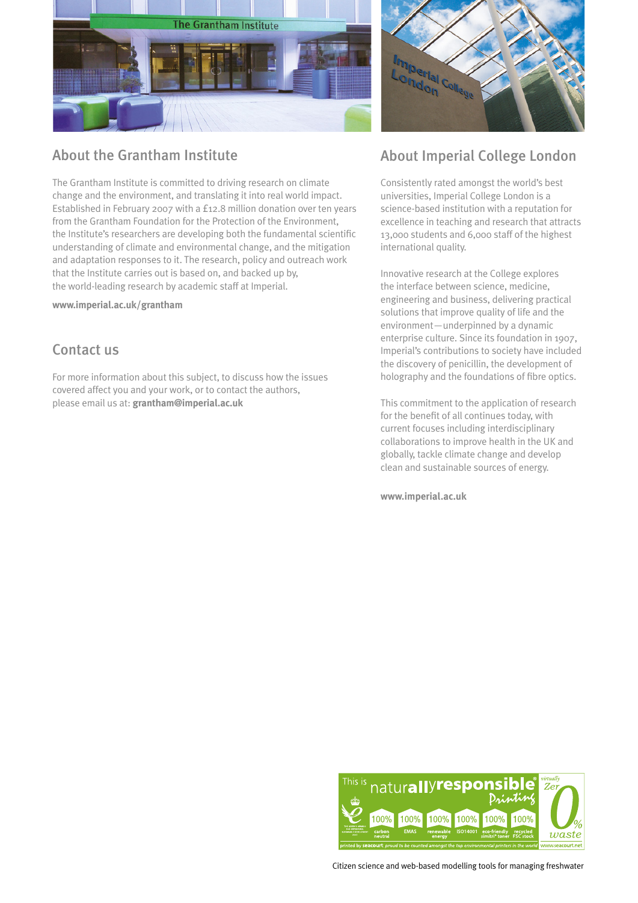## About the Grantham Institute

The Grantham Institute is committed to driving research on climate change and the environment, and translating it into real world impact. Established in February 2007 with a £12.8 million donation over ten years from the Grantham Foundation for the Protection of the Environment, the Institute's researchers are developing both the fundamental scientific understanding of climate and environmental change, and the mitigation and adaptation responses to it. The research, policy and outreach work that the Institute carries out is based on, and backed up by, the world-leading research by academic staff at Imperial.

**www.imperial.ac.uk/grantham**

## Contact us

For more information about this subject, to discuss how the issues covered affect you and your work, or to contact the authors, please email us at: **grantham@imperial.ac.uk**

## About Imperial College London

Consistently rated amongst the world's best universities, Imperial College London is a science-based institution with a reputation for excellence in teaching and research that attracts 13,000 students and 6,000 staff of the highest international quality.

Innovative research at the College explores the interface between science, medicine, engineering and business, delivering practical solutions that improve quality of life and the environment—underpinned by a dynamic enterprise culture. Since its foundation in 1907, Imperial's contributions to society have included the discovery of penicillin, the development of holography and the foundations of fibre optics.

This commitment to the application of research for the benefit of all continues today, with current focuses including interdisciplinary collaborations to improve health in the UK and globally, tackle climate change and develop clean and sustainable sources of energy.

**www.imperial.ac.uk**